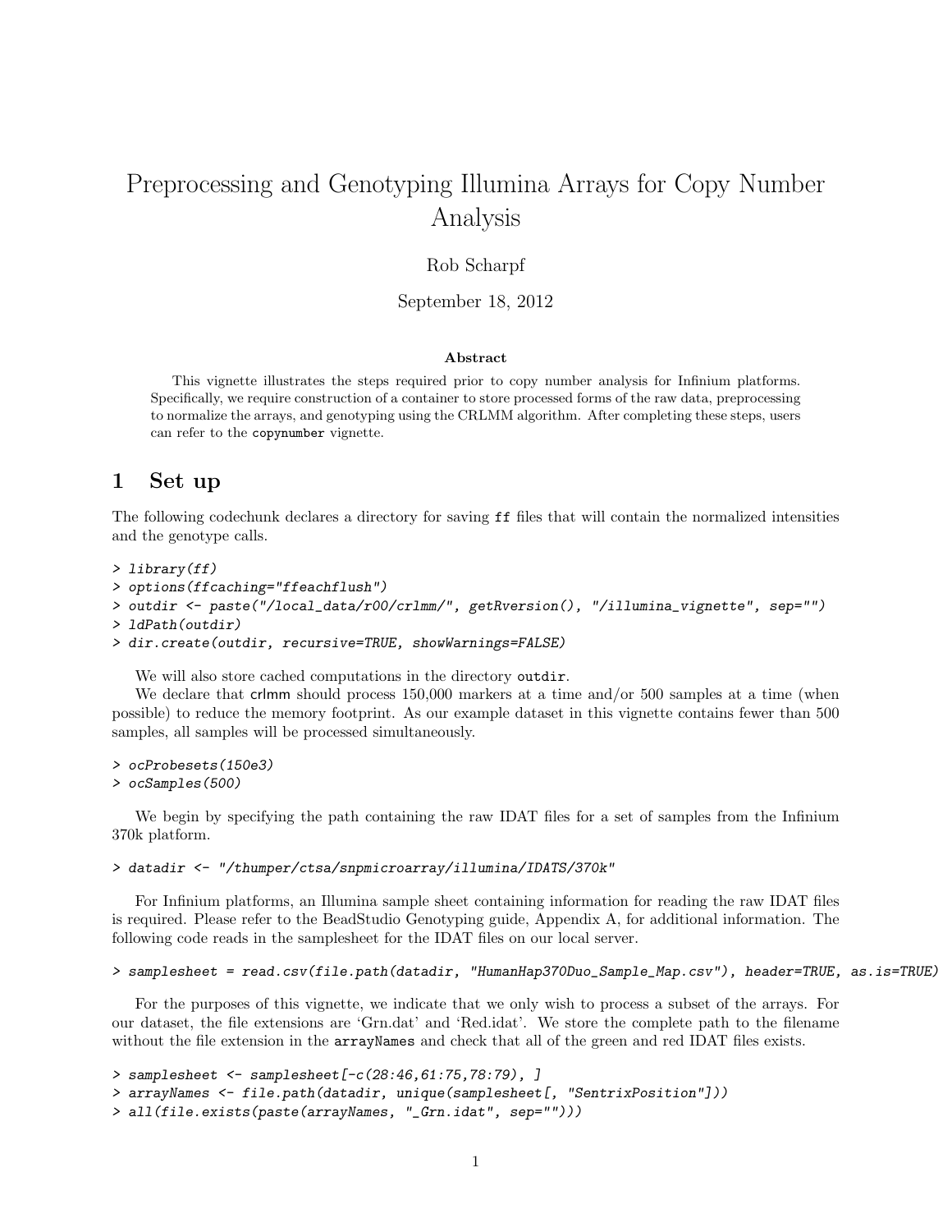# Preprocessing and Genotyping Illumina Arrays for Copy Number Analysis

Rob Scharpf

September 18, 2012

**Abstract**

This vignette illustrates the steps required prior to copy number analysis for Infinium platforms. Specifically, we require construction of a container to store processed forms of the raw data, preprocessing to normalize the arrays, and genotyping using the CRLMM algorithm. After completing these steps, users can refer to the `copynumber` vignette.

## 1 Set up

The following codechunk declares a directory for saving `ff` files that will contain the normalized intensities and the genotype calls.

```
> library(ff)
> options(ffcaching="ffeachflush")
> outdir <- paste("/local_data/r00/crlmm/", getRversion(), "/illumina_vignette", sep="")
> ldPath(outdir)
> dir.create(outdir, recursive=TRUE, showWarnings=FALSE)
```

We will also store cached computations in the directory `outdir`.

We declare that crlmm should process 150,000 markers at a time and/or 500 samples at a time (when possible) to reduce the memory footprint. As our example dataset in this vignette contains fewer than 500 samples, all samples will be processed simultaneously.

```
> ocProbesets(150e3)
> ocSamples(500)
```

We begin by specifying the path containing the raw IDAT files for a set of samples from the Infinium 370k platform.

```
> datadir <- "/thumper/ctsa/snpmicroarray/illumina/IDATS/370k"
```

For Infinium platforms, an Illumina sample sheet containing information for reading the raw IDAT files is required. Please refer to the BeadStudio Genotyping guide, Appendix A, for additional information. The following code reads in the samplesheet for the IDAT files on our local server.

```
> samplesheet = read.csv(file.path(datadir, "HumanHap370Duo_Sample_Map.csv"), header=TRUE, as.is=TRUE)
```

For the purposes of this vignette, we indicate that we only wish to process a subset of the arrays. For our dataset, the file extensions are 'Grn.dat' and 'Red.idat'. We store the complete path to the filename without the file extension in the `arrayNames` and check that all of the green and red IDAT files exists.

```
> samplesheet <- samplesheet[-c(28:46,61:75,78:79), ]
> arrayNames <- file.path(datadir, unique(samplesheet[, "SentrixPosition"]))
> all(file.exists(paste(arrayNames, "_Grn.idat", sep="")))
```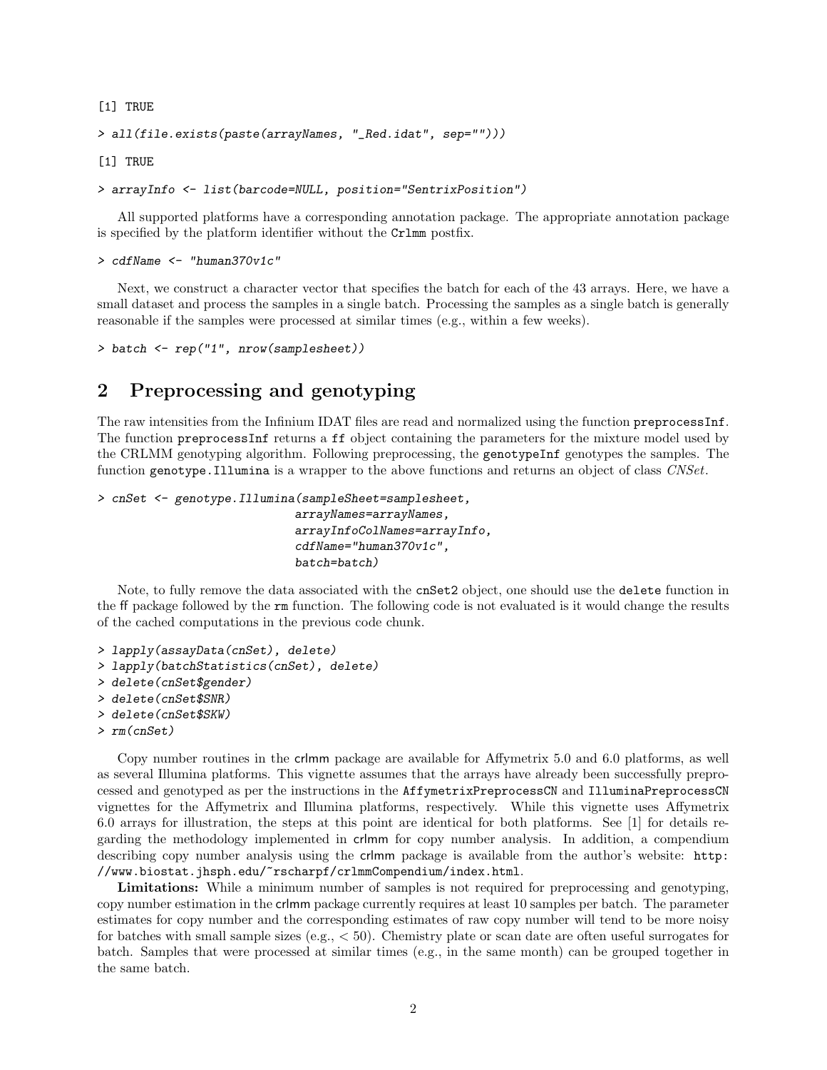```
[1] TRUE
```

```
> all(file.exists(paste(arrayNames, "_Red.idat", sep="")))
```

```
[1] TRUE
```

```
> arrayInfo <- list(barcode=NULL, position="SentrixPosition")
```

All supported platforms have a corresponding annotation package. The appropriate annotation package is specified by the platform identifier without the Crlmm postfix.

```
> cdfName <- "human370v1c"
```

Next, we construct a character vector that specifies the batch for each of the 43 arrays. Here, we have a small dataset and process the samples in a single batch. Processing the samples as a single batch is generally reasonable if the samples were processed at similar times (e.g., within a few weeks).

```
> batch <- rep("1", nrow(samplesheet))
```

## 2 Preprocessing and genotyping

The raw intensities from the Infinium IDAT files are read and normalized using the function preprocessInf. The function preprocessInf returns a ff object containing the parameters for the mixture model used by the CRLMM genotyping algorithm. Following preprocessing, the genotypeInf genotypes the samples. The function genotype.Illumina is a wrapper to the above functions and returns an object of class *CNSet*.

```
> cnSet <- genotype.Illumina(sampleSheet=samplesheet,
                             arrayNames=arrayNames,
                             arrayInfoColNames=arrayInfo,
                             cdfName="human370v1c",
                             batch=batch)
```

Note, to fully remove the data associated with the cnSet2 object, one should use the delete function in the ff package followed by the rm function. The following code is not evaluated is it would change the results of the cached computations in the previous code chunk.

```
> lapply(assayData(cnSet), delete)
> lapply(batchStatistics(cnSet), delete)
> delete(cnSet$gender)
> delete(cnSet$SNR)
> delete(cnSet$SKW)
> rm(cnSet)
```

Copy number routines in the crlmm package are available for Affymetrix 5.0 and 6.0 platforms, as well as several Illumina platforms. This vignette assumes that the arrays have already been successfully preprocessed and genotyped as per the instructions in the AffymetrixPreprocessCN and IlluminaPreprocessCN vignettes for the Affymetrix and Illumina platforms, respectively. While this vignette uses Affymetrix 6.0 arrays for illustration, the steps at this point are identical for both platforms. See [1] for details regarding the methodology implemented in crlmm for copy number analysis. In addition, a compendium describing copy number analysis using the crlmm package is available from the author's website: http://www.biostat.jhsph.edu/~rscharpf/crlmmCompendium/index.html.

**Limitations:** While a minimum number of samples is not required for preprocessing and genotyping, copy number estimation in the crlmm package currently requires at least 10 samples per batch. The parameter estimates for copy number and the corresponding estimates of raw copy number will tend to be more noisy for batches with small sample sizes (e.g., $< 50$). Chemistry plate or scan date are often useful surrogates for batch. Samples that were processed at similar times (e.g., in the same month) can be grouped together in the same batch.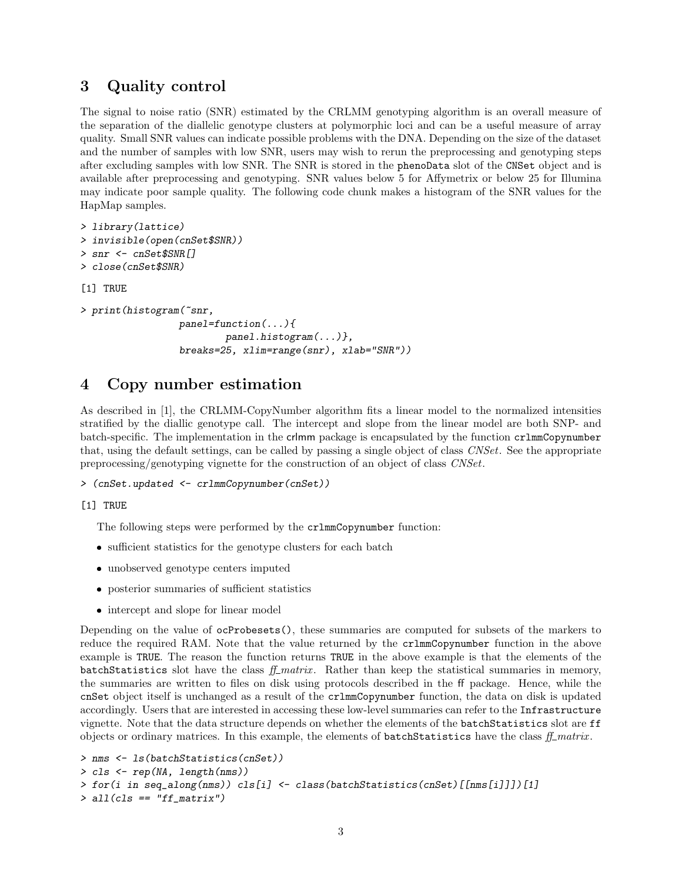## 3 Quality control

The signal to noise ratio (SNR) estimated by the CRLMM genotyping algorithm is an overall measure of the separation of the diallelic genotype clusters at polymorphic loci and can be a useful measure of array quality. Small SNR values can indicate possible problems with the DNA. Depending on the size of the dataset and the number of samples with low SNR, users may wish to rerun the preprocessing and genotyping steps after excluding samples with low SNR. The SNR is stored in the `phenoData` slot of the `CNSet` object and is available after preprocessing and genotyping. SNR values below 5 for Affymetrix or below 25 for Illumina may indicate poor sample quality. The following code chunk makes a histogram of the SNR values for the HapMap samples.

```
> library(lattice)
> invisible(open(cnSet$SNR))
> snr <- cnSet$SNR[]
> close(cnSet$SNR)

[1] TRUE

> print(histogram(~snr,
                  panel=function(...){
                          panel.histogram(...)},
                  breaks=25, xlim=range(snr), xlab="SNR"))
```

## 4 Copy number estimation

As described in [1], the CRLMM-CopyNumber algorithm fits a linear model to the normalized intensities stratified by the diallic genotype call. The intercept and slope from the linear model are both SNP- and batch-specific. The implementation in the `crlmm` package is encapsulated by the function `crlmmCopynumber` that, using the default settings, can be called by passing a single object of class *CNSet*. See the appropriate preprocessing/genotyping vignette for the construction of an object of class *CNSet*.

```
> (cnSet.updated <- crlmmCopynumber(cnSet))

[1] TRUE
```

The following steps were performed by the `crlmmCopynumber` function:

- sufficient statistics for the genotype clusters for each batch
- unobserved genotype centers imputed
- posterior summaries of sufficient statistics
- intercept and slope for linear model

Depending on the value of `ocProbesets()`, these summaries are computed for subsets of the markers to reduce the required RAM. Note that the value returned by the `crlmmCopynumber` function in the above example is `TRUE`. The reason the function returns `TRUE` in the above example is that the elements of the `batchStatistics` slot have the class *ff_matrix*. Rather than keep the statistical summaries in memory, the summaries are written to files on disk using protocols described in the `ff` package. Hence, while the `cnSet` object itself is unchanged as a result of the `crlmmCopynumber` function, the data on disk is updated accordingly. Users that are interested in accessing these low-level summaries can refer to the `Infrastructure` vignette. Note that the data structure depends on whether the elements of the `batchStatistics` slot are `ff` objects or ordinary matrices. In this example, the elements of `batchStatistics` have the class *ff_matrix*.

```
> nms <- ls(batchStatistics(cnSet))
> cls <- rep(NA, length(nms))
> for(i in seq_along(nms)) cls[i] <- class(batchStatistics(cnSet)[[nms[i]]])[1]
> all(cls == "ff_matrix")
```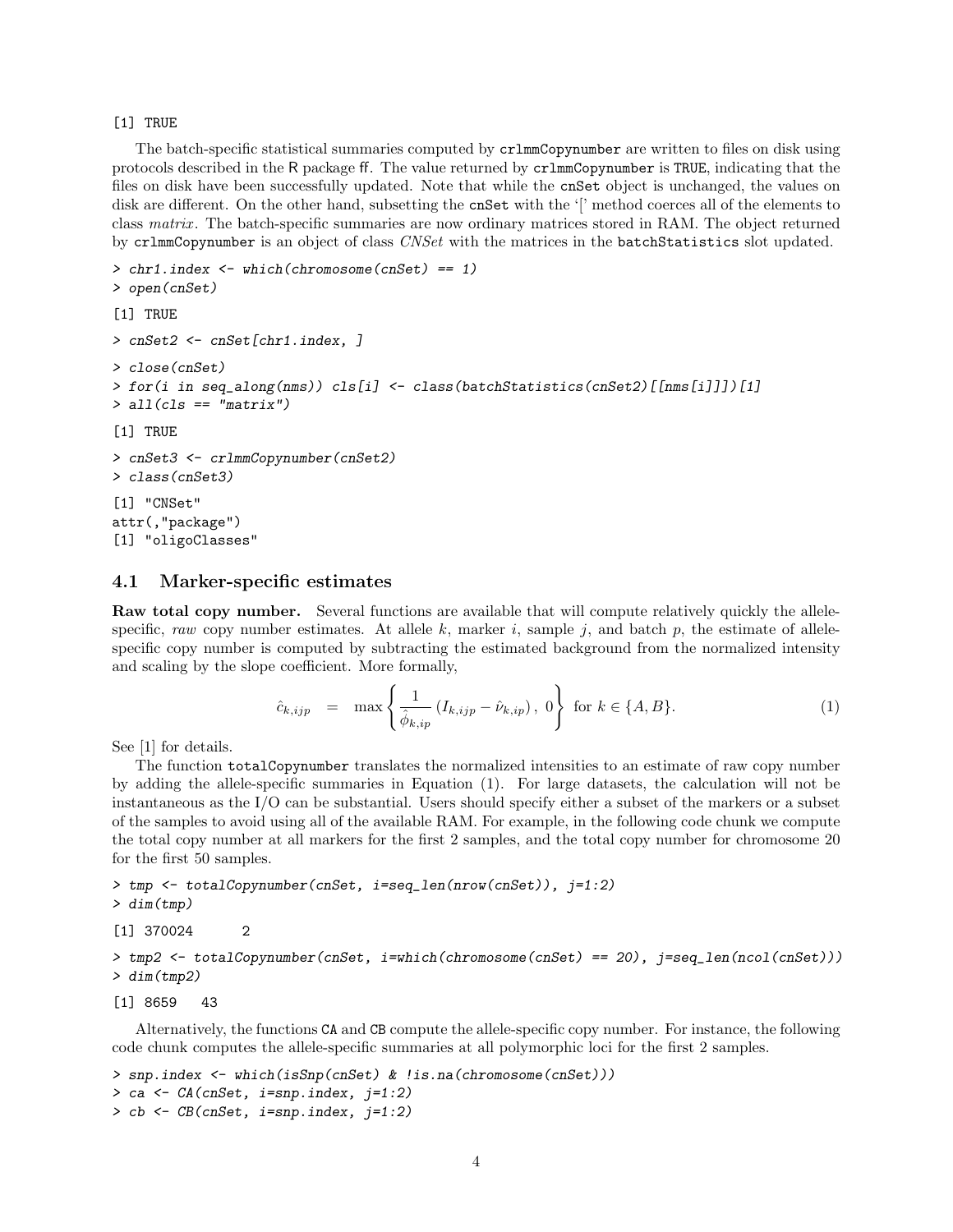```
[1] TRUE
```

The batch-specific statistical summaries computed by `crlmmCopynumber` are written to files on disk using protocols described in the R package ff. The value returned by `crlmmCopynumber` is `TRUE`, indicating that the files on disk have been successfully updated. Note that while the `cnSet` object is unchanged, the values on disk are different. On the other hand, subsetting the `cnSet` with the '[' method coerces all of the elements to class *matrix*. The batch-specific summaries are now ordinary matrices stored in RAM. The object returned by `crlmmCopynumber` is an object of class *CNSet* with the matrices in the `batchStatistics` slot updated.

```
> chr1.index <- which(chromosome(cnSet) == 1)
> open(cnSet)

[1] TRUE

> cnSet2 <- cnSet[chr1.index, ]
> close(cnSet)
> for(i in seq_along(nms)) cls[i] <- class(batchStatistics(cnSet2)[[nms[i]]])[1]
> all(cls == "matrix")

[1] TRUE

> cnSet3 <- crlmmCopynumber(cnSet2)
> class(cnSet3)

[1] "CNSet"
attr(,"package")
[1] "oligoClasses"
```

## 4.1 Marker-specific estimates

**Raw total copy number.** Several functions are available that will compute relatively quickly the allele-specific, *raw* copy number estimates. At allele $k$, marker $i$, sample $j$, and batch $p$, the estimate of allele-specific copy number is computed by subtracting the estimated background from the normalized intensity and scaling by the slope coefficient. More formally,

$$\hat{c}_{k,ijp} \quad = \quad \max\left\{\frac{1}{\hat{\phi}_{k,ip}}\left(I_{k,ijp} - \hat{\nu}_{k,ip}\right),\ 0\right\} \text{ for } k \in \{A, B\}. \tag{1}$$

See [1] for details.

The function `totalCopynumber` translates the normalized intensities to an estimate of raw copy number by adding the allele-specific summaries in Equation (1). For large datasets, the calculation will not be instantaneous as the I/O can be substantial. Users should specify either a subset of the markers or a subset of the samples to avoid using all of the available RAM. For example, in the following code chunk we compute the total copy number at all markers for the first 2 samples, and the total copy number for chromosome 20 for the first 50 samples.

```
> tmp <- totalCopynumber(cnSet, i=seq_len(nrow(cnSet)), j=1:2)
> dim(tmp)

[1] 370024      2

> tmp2 <- totalCopynumber(cnSet, i=which(chromosome(cnSet) == 20), j=seq_len(ncol(cnSet)))
> dim(tmp2)

[1] 8659   43
```

Alternatively, the functions `CA` and `CB` compute the allele-specific copy number. For instance, the following code chunk computes the allele-specific summaries at all polymorphic loci for the first 2 samples.

```
> snp.index <- which(isSnp(cnSet) & !is.na(chromosome(cnSet)))
> ca <- CA(cnSet, i=snp.index, j=1:2)
> cb <- CB(cnSet, i=snp.index, j=1:2)
```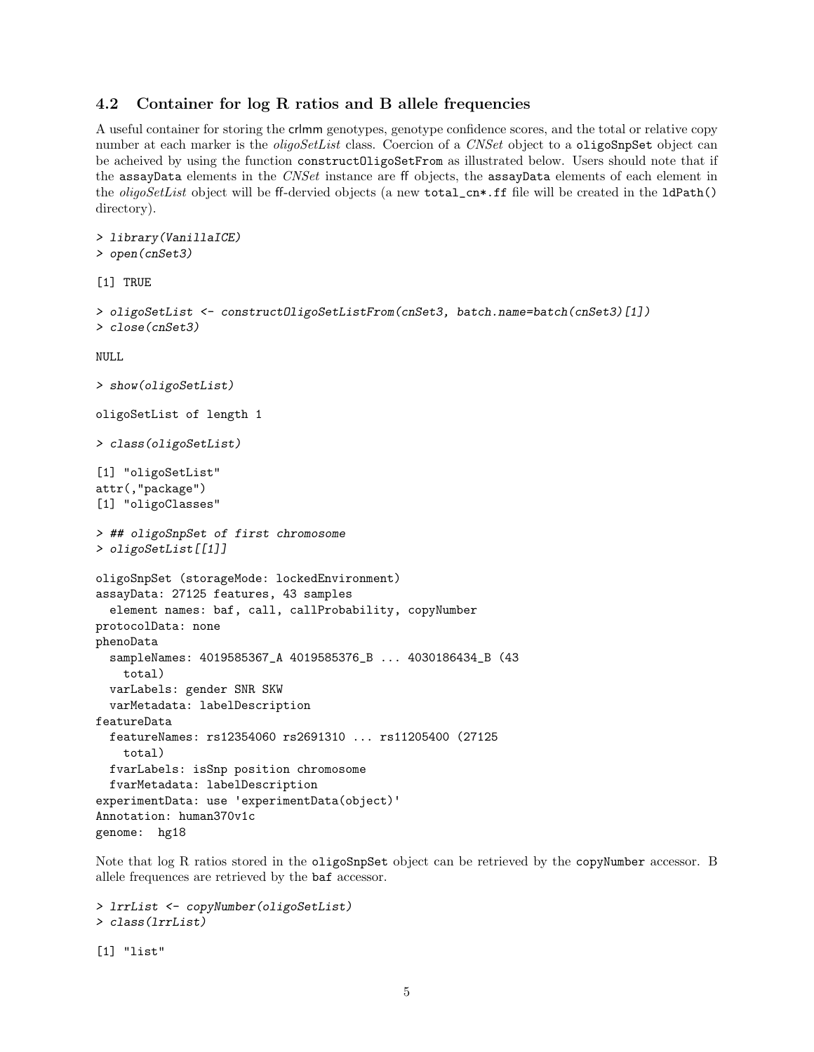## 4.2 Container for log R ratios and B allele frequencies

A useful container for storing the crlmm genotypes, genotype confidence scores, and the total or relative copy number at each marker is the *oligoSetList* class. Coercion of a *CNSet* object to a `oligoSnpSet` object can be acheived by using the function `constructOligoSetFrom` as illustrated below. Users should note that if the `assayData` elements in the *CNSet* instance are ff objects, the `assayData` elements of each element in the *oligoSetList* object will be ff-dervied objects (a new `total_cn*.ff` file will be created in the `ldPath()` directory).

```
> library(VanillaICE)
> open(cnSet3)

[1] TRUE

> oligoSetList <- constructOligoSetListFrom(cnSet3, batch.name=batch(cnSet3)[1])
> close(cnSet3)

NULL

> show(oligoSetList)

oligoSetList of length 1

> class(oligoSetList)

[1] "oligoSetList"
attr(,"package")
[1] "oligoClasses"

> ## oligoSnpSet of first chromosome
> oligoSetList[[1]]

oligoSnpSet (storageMode: lockedEnvironment)
assayData: 27125 features, 43 samples
  element names: baf, call, callProbability, copyNumber
protocolData: none
phenoData
  sampleNames: 4019585367_A 4019585376_B ... 4030186434_B (43
    total)
  varLabels: gender SNR SKW
  varMetadata: labelDescription
featureData
  featureNames: rs12354060 rs2691310 ... rs11205400 (27125
    total)
  fvarLabels: isSnp position chromosome
  fvarMetadata: labelDescription
experimentData: use 'experimentData(object)'
Annotation: human370v1c
genome:  hg18
```

Note that log R ratios stored in the `oligoSnpSet` object can be retrieved by the `copyNumber` accessor. B allele frequences are retrieved by the `baf` accessor.

```
> lrrList <- copyNumber(oligoSetList)
> class(lrrList)

[1] "list"
```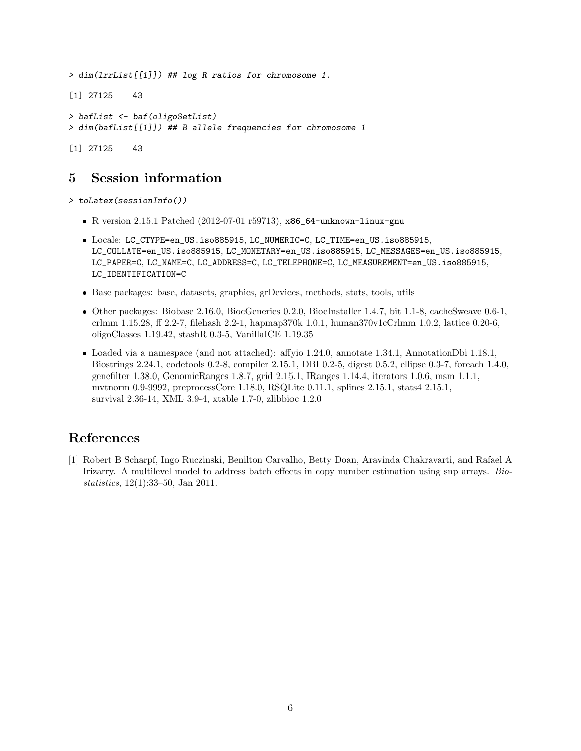```
> dim(lrrList[[1]]) ## log R ratios for chromosome 1.
[1] 27125    43
> bafList <- baf(oligoSetList)
> dim(bafList[[1]]) ## B allele frequencies for chromosome 1
[1] 27125    43
```

## 5 Session information

```
> toLatex(sessionInfo())
```

- R version 2.15.1 Patched (2012-07-01 r59713), x86_64-unknown-linux-gnu
- Locale: LC_CTYPE=en_US.iso885915, LC_NUMERIC=C, LC_TIME=en_US.iso885915, LC_COLLATE=en_US.iso885915, LC_MONETARY=en_US.iso885915, LC_MESSAGES=en_US.iso885915, LC_PAPER=C, LC_NAME=C, LC_ADDRESS=C, LC_TELEPHONE=C, LC_MEASUREMENT=en_US.iso885915, LC_IDENTIFICATION=C
- Base packages: base, datasets, graphics, grDevices, methods, stats, tools, utils
- Other packages: Biobase 2.16.0, BiocGenerics 0.2.0, BiocInstaller 1.4.7, bit 1.1-8, cacheSweave 0.6-1, crlmm 1.15.28, ff 2.2-7, filehash 2.2-1, hapmap370k 1.0.1, human370v1cCrlmm 1.0.2, lattice 0.20-6, oligoClasses 1.19.42, stashR 0.3-5, VanillaICE 1.19.35
- Loaded via a namespace (and not attached): affyio 1.24.0, annotate 1.34.1, AnnotationDbi 1.18.1, Biostrings 2.24.1, codetools 0.2-8, compiler 2.15.1, DBI 0.2-5, digest 0.5.2, ellipse 0.3-7, foreach 1.4.0, genefilter 1.38.0, GenomicRanges 1.8.7, grid 2.15.1, IRanges 1.14.4, iterators 1.0.6, msm 1.1.1, mvtnorm 0.9-9992, preprocessCore 1.18.0, RSQLite 0.11.1, splines 2.15.1, stats4 2.15.1, survival 2.36-14, XML 3.9-4, xtable 1.7-0, zlibbioc 1.2.0

## References

[1] Robert B Scharpf, Ingo Ruczinski, Benilton Carvalho, Betty Doan, Aravinda Chakravarti, and Rafael A Irizarry. A multilevel model to address batch effects in copy number estimation using snp arrays. *Biostatistics*, 12(1):33–50, Jan 2011.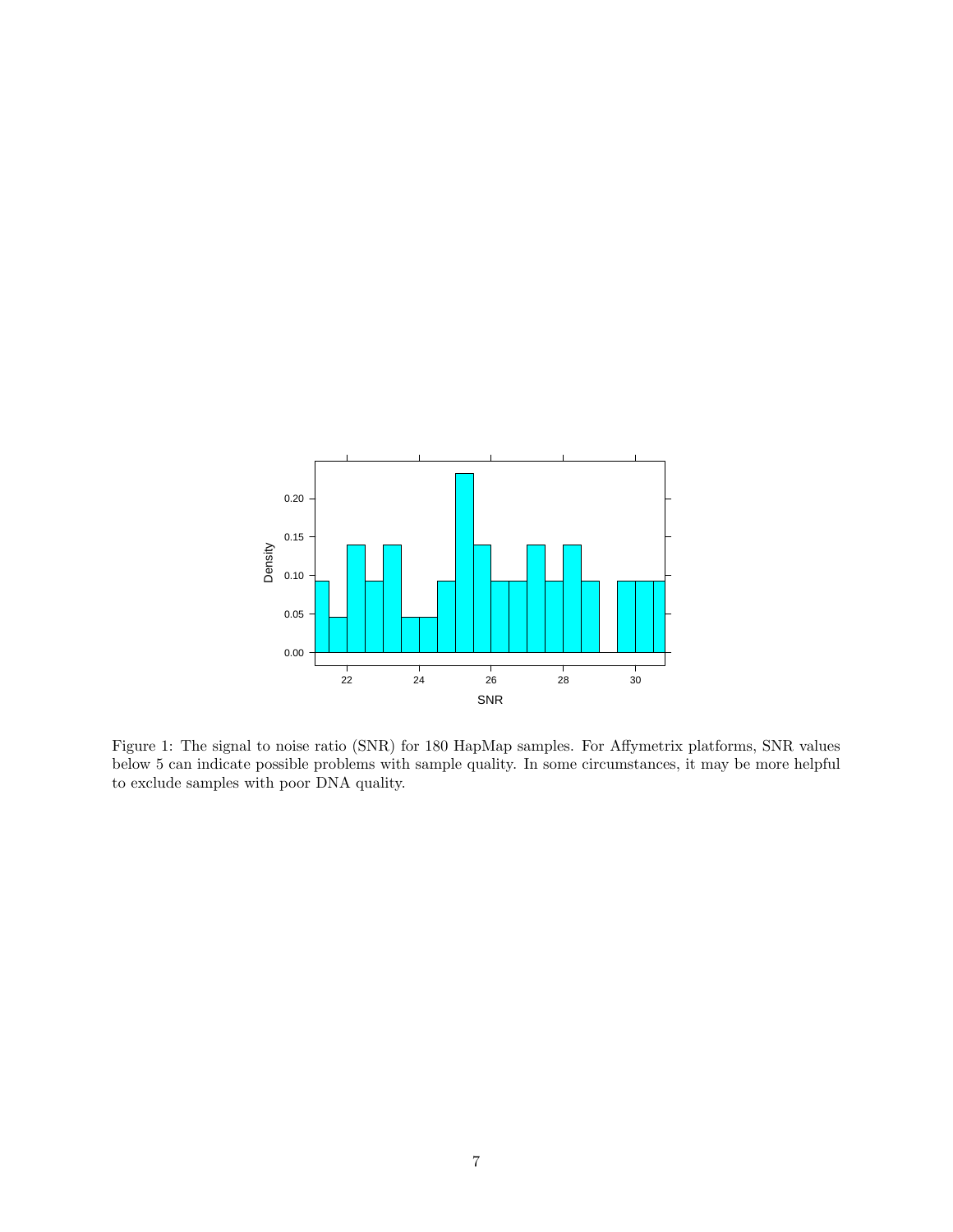Density

0.00
0.05
0.10
0.15
0.20

22
24
26
28
30

SNR

Figure 1: The signal to noise ratio (SNR) for 180 HapMap samples. For Affymetrix platforms, SNR values below 5 can indicate possible problems with sample quality. In some circumstances, it may be more helpful to exclude samples with poor DNA quality.